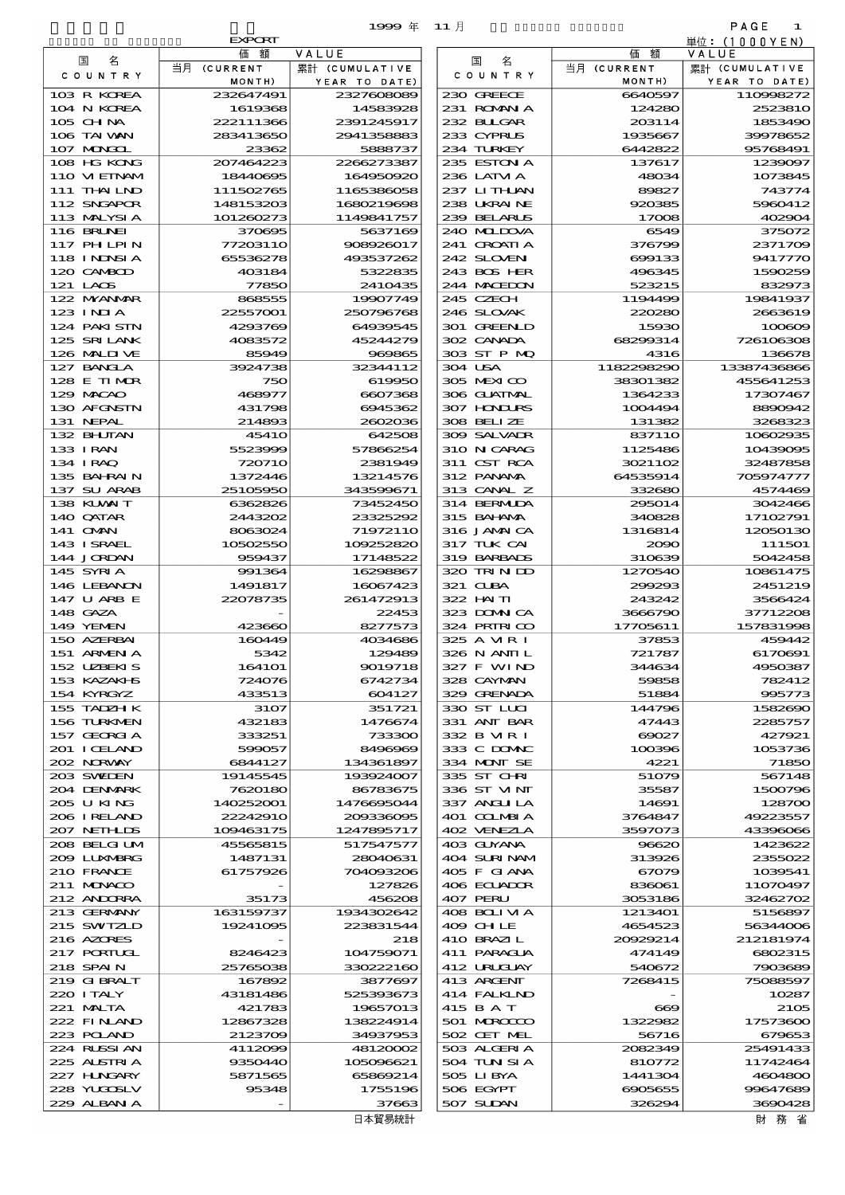1999 年 11 月

EXPORT

単位：(1000YEN)

| 国 名 COUNTRY | 価 額 VALUE 当月 (CURRENT MONTH) | 累計 (CUMULATIVE YEAR TO DATE) |
|---|---|---|
| 103 R KOREA | 232647491 | 2327608089 |
| 104 N KOREA | 1619368 | 14583928 |
| 105 CHINA | 222111366 | 2391245917 |
| 106 TAIWAN | 283413650 | 2941358883 |
| 107 MONGOL | 23362 | 5888737 |
| 108 HG KONG | 207464223 | 2266273387 |
| 110 VIETNAM | 18440695 | 164950920 |
| 111 THAILND | 111502765 | 1165386058 |
| 112 SNGAPOR | 148153203 | 1680219698 |
| 113 MALYSIA | 101260273 | 1149841757 |
| 116 BRUNEI | 370695 | 5637169 |
| 117 PHLPIN | 77203110 | 908926017 |
| 118 INDNSIA | 65536278 | 493537262 |
| 120 CAMBOD | 403184 | 5322835 |
| 121 LAOS | 77850 | 2410435 |
| 122 MYANMAR | 868555 | 19907749 |
| 123 INDIA | 22557001 | 250796768 |
| 124 PAKISTN | 4293769 | 64939545 |
| 125 SRI LANK | 4083572 | 45244279 |
| 126 MALDIVE | 85949 | 969865 |
| 127 BANGLA | 3924738 | 32344112 |
| 128 E TIMOR | 750 | 619950 |
| 129 MACAO | 468977 | 6607368 |
| 130 AFGNSTN | 431798 | 6945362 |
| 131 NEPAL | 214893 | 2602036 |
| 132 BHUTAN | 45410 | 642508 |
| 133 IRAN | 5523999 | 57866254 |
| 134 IRAQ | 720710 | 2381949 |
| 135 BAHRAIN | 1372446 | 13214576 |
| 137 SU ARAB | 25105950 | 343599671 |
| 138 KUWAIT | 6362826 | 73452450 |
| 140 QATAR | 2443202 | 23325292 |
| 141 OMAN | 8063024 | 71972110 |
| 143 ISRAEL | 10502550 | 109252820 |
| 144 JORDAN | 959437 | 17148522 |
| 145 SYRIA | 991364 | 16298867 |
| 146 LEBANON | 1491817 | 16067423 |
| 147 U ARB E | 22078735 | 261472913 |
| 148 GAZA | - | 22453 |
| 149 YEMEN | 423660 | 8277573 |
| 150 AZERBAI | 160449 | 4034686 |
| 151 ARMENIA | 5342 | 129489 |
| 152 UZBEKIS | 164101 | 9019718 |
| 153 KAZAKHS | 724076 | 6742734 |
| 154 KYRGYZ | 433513 | 604127 |
| 155 TADZHIK | 3107 | 351721 |
| 156 TURKMEN | 432183 | 1476674 |
| 157 GEORGIA | 333251 | 733300 |
| 201 ICELAND | 599057 | 8496969 |
| 202 NORWAY | 6844127 | 134361897 |
| 203 SWEDEN | 19145545 | 193924007 |
| 204 DENMARK | 7620180 | 86783675 |
| 205 U KING | 140252001 | 1476695044 |
| 206 IRELAND | 22242910 | 209336095 |
| 207 NETHLDS | 109463175 | 1247895717 |
| 208 BELGIUM | 45565815 | 517547577 |
| 209 LUXMBRG | 1487131 | 28040631 |
| 210 FRANCE | 61757926 | 704093206 |
| 211 MONACO | - | 127826 |
| 212 ANDORRA | 35173 | 456208 |
| 213 GERMANY | 163159737 | 1934302642 |
| 215 SWITZLD | 19241095 | 223831544 |
| 216 AZORES | - | 218 |
| 217 PORTUGL | 8246423 | 104759071 |
| 218 SPAIN | 25765038 | 330222160 |
| 219 GIBRALT | 167892 | 3877697 |
| 220 ITALY | 43181486 | 525393673 |
| 221 MALTA | 421783 | 19657013 |
| 222 FINLAND | 12867328 | 138224914 |
| 223 POLAND | 2123709 | 34937953 |
| 224 RUSSIAN | 4112099 | 48120002 |
| 225 AUSTRIA | 9350440 | 105096621 |
| 227 HUNGARY | 5871565 | 65869214 |
| 228 YUGOSLV | 95348 | 1755196 |
| 229 ALBANIA | - | 37663 |
| 230 GREECE | 6640597 | 110998272 |
| 231 ROMANIA | 124280 | 2523810 |
| 232 BULGAR | 203114 | 1853490 |
| 233 CYPRUS | 1935667 | 39978652 |
| 234 TURKEY | 6442822 | 95768491 |
| 235 ESTONIA | 137617 | 1239097 |
| 236 LATVIA | 48034 | 1073845 |
| 237 LITHUAN | 89827 | 743774 |
| 238 UKRAINE | 920385 | 5960412 |
| 239 BELARUS | 17008 | 402904 |
| 240 MOLDOVA | 6549 | 375072 |
| 241 CROATIA | 376799 | 2371709 |
| 242 SLOVEN | 699133 | 9417770 |
| 243 BOS HER | 496345 | 1590259 |
| 244 MACEDON | 523215 | 832973 |
| 245 CZECH | 1194499 | 19841937 |
| 246 SLOVAK | 220280 | 2663619 |
| 301 GREENLD | 15930 | 100609 |
| 302 CANADA | 68299314 | 726106308 |
| 303 ST P MQ | 4316 | 136678 |
| 304 USA | 1182298290 | 13387436866 |
| 305 MEXICO | 38301382 | 455641253 |
| 306 GUATMAL | 1364233 | 17307467 |
| 307 HONDURS | 1004494 | 8890942 |
| 308 BELIZE | 131382 | 3268323 |
| 309 SALVADR | 837110 | 10602935 |
| 310 NICARAG | 1125486 | 10439095 |
| 311 CST RCA | 3021102 | 32487858 |
| 312 PANAMA | 64535914 | 705974777 |
| 313 CANAL Z | 332680 | 4574469 |
| 314 BERMUDA | 295014 | 3042466 |
| 315 BAHAMA | 340828 | 17102791 |
| 316 JAMAICA | 1316814 | 12050130 |
| 317 TUK CAI | 2090 | 111501 |
| 319 BARBADS | 310639 | 5042458 |
| 320 TRINIDD | 1270540 | 10861475 |
| 321 CUBA | 299293 | 2451219 |
| 322 HAITI | 243242 | 3566424 |
| 323 DOMNICA | 3666790 | 37712208 |
| 324 PRTRICO | 17705611 | 157831998 |
| 325 A VIR I | 37853 | 459442 |
| 326 N ANTIL | 721787 | 6170691 |
| 327 F WIND | 344634 | 4950387 |
| 328 CAYMAN | 59858 | 782412 |
| 329 GRENADA | 51884 | 995773 |
| 330 ST LUCI | 144796 | 1582690 |
| 331 ANT BAR | 47443 | 2285757 |
| 332 B VIR I | 69027 | 427921 |
| 333 C DOMNC | 100396 | 1053736 |
| 334 MONT SE | 4221 | 71850 |
| 335 ST CHRI | 51079 | 567148 |
| 336 ST VINT | 35587 | 1500796 |
| 337 ANGUILA | 14691 | 128700 |
| 401 COLMBIA | 3764847 | 49223557 |
| 402 VENEZLA | 3597073 | 43396066 |
| 403 GUYANA | 96620 | 1423622 |
| 404 SURINAM | 313926 | 2355022 |
| 405 F GIANA | 67079 | 1039541 |
| 406 ECUADOR | 836061 | 11070497 |
| 407 PERU | 3053186 | 32462702 |
| 408 BOLIVIA | 1213401 | 5156897 |
| 409 CHILE | 4654523 | 56344006 |
| 410 BRAZIL | 20929214 | 212181974 |
| 411 PARAGUA | 474149 | 6802315 |
| 412 URUGUAY | 540672 | 7903689 |
| 413 ARGENT | 7268415 | 75088597 |
| 414 FALKLND | - | 10287 |
| 415 B A T | 669 | 2105 |
| 501 MOROCCO | 1322982 | 17573600 |
| 502 CET MEL | 56716 | 679653 |
| 503 ALGERIA | 2082349 | 25491433 |
| 504 TUNISIA | 810772 | 11742464 |
| 505 LIBYA | 1441304 | 4604800 |
| 506 EGYPT | 6905655 | 99647689 |
| 507 SUDAN | 326294 | 3690428 |

日本貿易統計　　財務省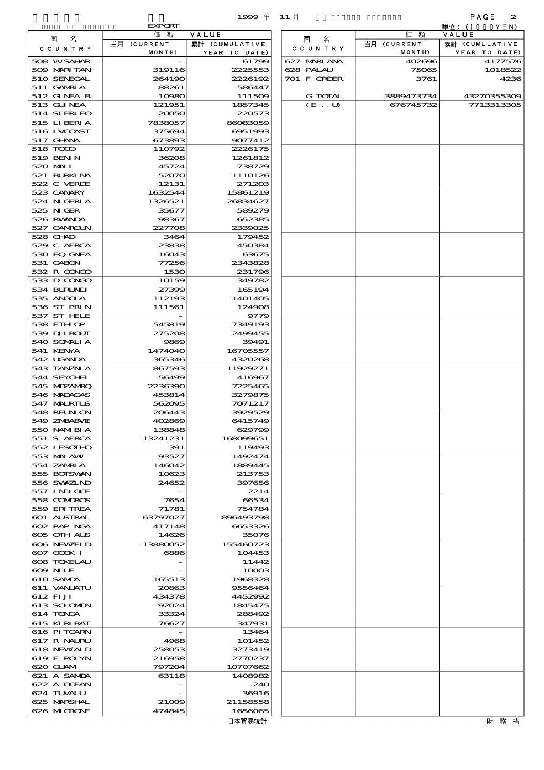EXPORT

1999 年 11 月

単位：(1000YEN)

| 国 名 COUNTRY | 価額 VALUE 当月 (CURRENT MONTH) | 累計 (CUMULATIVE YEAR TO DATE) |
|---|---|---|
| 508 W SAHAR | - | 61799 |
| 509 MARITAN | 319116 | 2225553 |
| 510 SENEGAL | 264190 | 2226192 |
| 511 GAMBIA | 88261 | 586447 |
| 512 GINEA B | 10980 | 111509 |
| 513 GUINEA | 121951 | 1857345 |
| 514 SIERLEO | 20050 | 220573 |
| 515 LIBERIA | 7838057 | 86083059 |
| 516 IVCOAST | 375694 | 6951993 |
| 517 GHANA | 673893 | 9077412 |
| 518 TOGO | 110792 | 2226175 |
| 519 BENIN | 36208 | 1261812 |
| 520 MALI | 45724 | 738729 |
| 521 BURKINA | 52070 | 1110126 |
| 522 C VERDE | 12131 | 271203 |
| 523 CANARY | 1632544 | 15861219 |
| 524 NIGERIA | 1326521 | 26834627 |
| 525 NIGER | 35677 | 589279 |
| 526 RWANDA | 98367 | 652385 |
| 527 CAMROUN | 227708 | 2339025 |
| 528 CHAD | 3464 | 179452 |
| 529 C AFRCA | 23838 | 450384 |
| 530 EQ GNEA | 16043 | 63675 |
| 531 GABON | 77256 | 2343828 |
| 532 R CONGO | 1530 | 231796 |
| 533 D CONGO | 10159 | 349782 |
| 534 BURUNDI | 27399 | 165194 |
| 535 ANGOLA | 112193 | 1401405 |
| 536 ST PRIN | 111561 | 124908 |
| 537 ST HELE | - | 9779 |
| 538 ETHIOP | 545819 | 7349193 |
| 539 DJIBOUT | 275208 | 2499455 |
| 540 SOMALIA | 9869 | 39491 |
| 541 KENYA | 1474040 | 16705557 |
| 542 UGANDA | 365346 | 4320268 |
| 543 TANZNIA | 867593 | 11929271 |
| 544 SEYCHEL | 56499 | 416967 |
| 545 MOZAMBQ | 2236390 | 7225465 |
| 546 MADAGAS | 453814 | 3279875 |
| 547 MAURTUS | 562095 | 7071217 |
| 548 REUNION | 206443 | 3929529 |
| 549 ZMBABWE | 402869 | 6415749 |
| 550 NAMIBIA | 138848 | 629799 |
| 551 S AFRCA | 13241231 | 168099651 |
| 552 LESOTHO | 391 | 119493 |
| 553 MALAWI | 93527 | 1492474 |
| 554 ZAMBIA | 146042 | 1889445 |
| 555 BOTSWAN | 10623 | 213753 |
| 556 SWAZLND | 24652 | 397656 |
| 557 IND OCE | - | 2214 |
| 558 COMOROS | 7654 | 66534 |
| 559 ERITREA | 71781 | 754784 |
| 601 AUSTRAL | 63797027 | 896493798 |
| 602 PAP NGA | 417148 | 6653326 |
| 605 OTH AUS | 14626 | 35076 |
| 606 NEWZELD | 13880052 | 155460723 |
| 607 COOK I | 6886 | 104453 |
| 608 TOKELAU | - | 11442 |
| 609 NIUE | - | 10003 |
| 610 SAMOA | 165513 | 1968328 |
| 611 VANUATU | 20863 | 9556464 |
| 612 FIJI | 434378 | 4452992 |
| 613 SOLOMON | 92024 | 1845475 |
| 614 TONGA | 33324 | 288492 |
| 615 KIRIBAT | 76627 | 347931 |
| 616 PITCARN | - | 13464 |
| 617 R NAURU | 4968 | 101452 |
| 618 NEWCALD | 258053 | 3273419 |
| 619 F POLYN | 216958 | 2770237 |
| 620 GUAM | 797204 | 10707662 |
| 621 A SAMOA | 63118 | 1408982 |
| 622 A OCEAN | - | 240 |
| 624 TUVALU | - | 36916 |
| 625 MARSHAL | 21009 | 21158558 |
| 626 MICRONE | 474845 | 1656065 |
| 627 MARIANA | 402696 | 4177576 |
| 628 PALAU | 75065 | 1018522 |
| 701 F ORDER | 3761 | 4236 |
| G-TOTAL | 3889473734 | 43270355309 |
| (E . U) | 676745732 | 7713313305 |

日本貿易統計

財 務 省